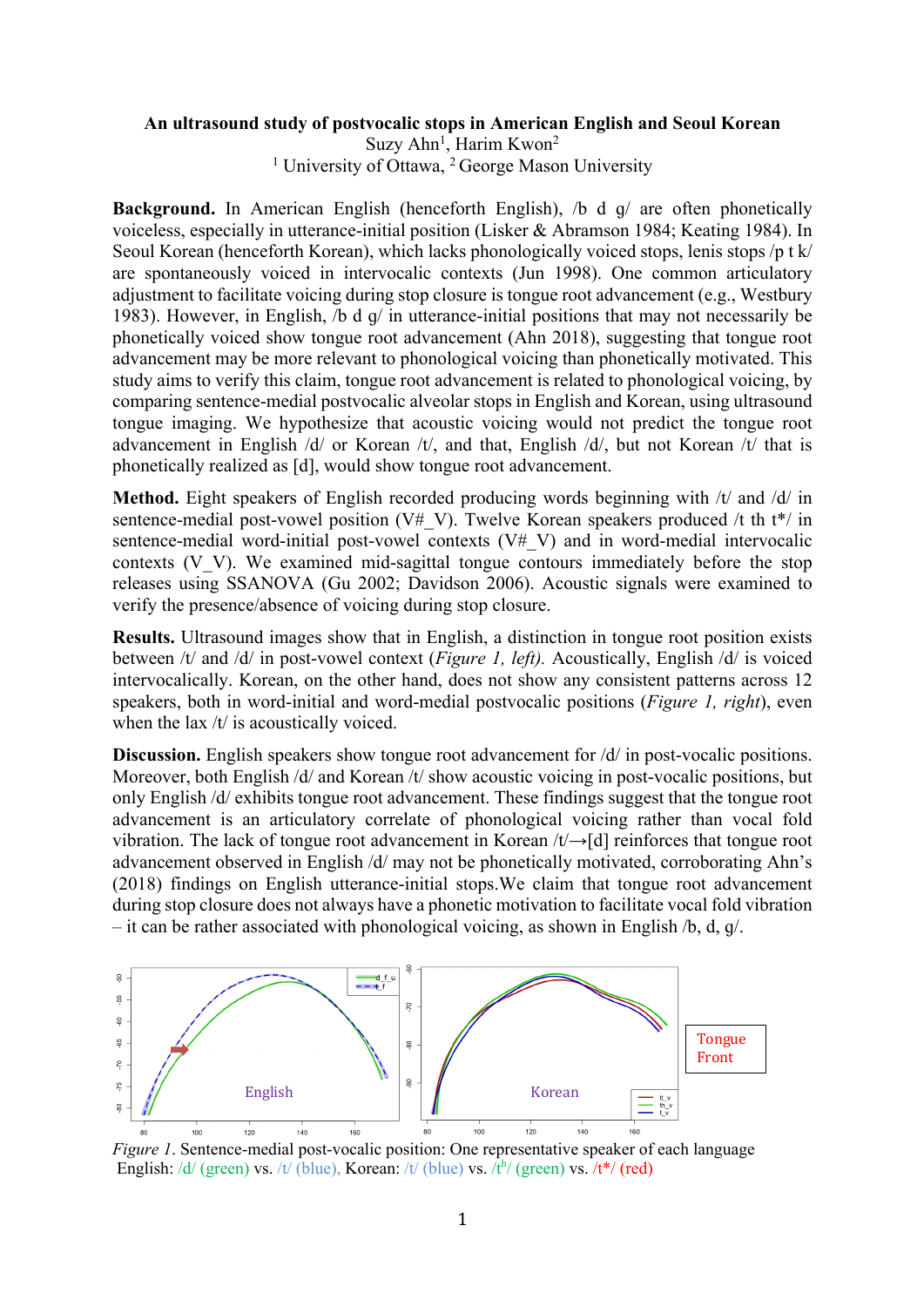**An ultrasound study of postvocalic stops in American English and Seoul Korean**

Suzy Ahn[1], Harim Kwon[2]

[1] University of Ottawa, [2] George Mason University

**Background.** In American English (henceforth English), /b d g/ are often phonetically voiceless, especially in utterance-initial position (Lisker & Abramson 1984; Keating 1984). In Seoul Korean (henceforth Korean), which lacks phonologically voiced stops, lenis stops /p t k/ are spontaneously voiced in intervocalic contexts (Jun 1998). One common articulatory adjustment to facilitate voicing during stop closure is tongue root advancement (e.g., Westbury 1983). However, in English, /b d g/ in utterance-initial positions that may not necessarily be phonetically voiced show tongue root advancement (Ahn 2018), suggesting that tongue root advancement may be more relevant to phonological voicing than phonetically motivated. This study aims to verify this claim, tongue root advancement is related to phonological voicing, by comparing sentence-medial postvocalic alveolar stops in English and Korean, using ultrasound tongue imaging. We hypothesize that acoustic voicing would not predict the tongue root advancement in English /d/ or Korean /t/, and that, English /d/, but not Korean /t/ that is phonetically realized as [d], would show tongue root advancement.

**Method.** Eight speakers of English recorded producing words beginning with /t/ and /d/ in sentence-medial post-vowel position (V#_V). Twelve Korean speakers produced /t th t*/ in sentence-medial word-initial post-vowel contexts (V#_V) and in word-medial intervocalic contexts (V_V). We examined mid-sagittal tongue contours immediately before the stop releases using SSANOVA (Gu 2002; Davidson 2006). Acoustic signals were examined to verify the presence/absence of voicing during stop closure.

**Results.** Ultrasound images show that in English, a distinction in tongue root position exists between /t/ and /d/ in post-vowel context (*Figure 1, left).* Acoustically, English /d/ is voiced intervocalically. Korean, on the other hand, does not show any consistent patterns across 12 speakers, both in word-initial and word-medial postvocalic positions (*Figure 1, right*), even when the lax /t/ is acoustically voiced.

**Discussion.** English speakers show tongue root advancement for /d/ in post-vocalic positions. Moreover, both English /d/ and Korean /t/ show acoustic voicing in post-vocalic positions, but only English /d/ exhibits tongue root advancement. These findings suggest that the tongue root advancement is an articulatory correlate of phonological voicing rather than vocal fold vibration. The lack of tongue root advancement in Korean /t/→[d] reinforces that tongue root advancement observed in English /d/ may not be phonetically motivated, corroborating Ahn's (2018) findings on English utterance-initial stops.We claim that tongue root advancement during stop closure does not always have a phonetic motivation to facilitate vocal fold vibration – it can be rather associated with phonological voicing, as shown in English /b, d, g/.

*Figure 1*. Sentence-medial post-vocalic position: One representative speaker of each language
English: /d/ (green) vs. /t/ (blue), Korean: /t/ (blue) vs. /tʰ/ (green) vs. /t*/ (red)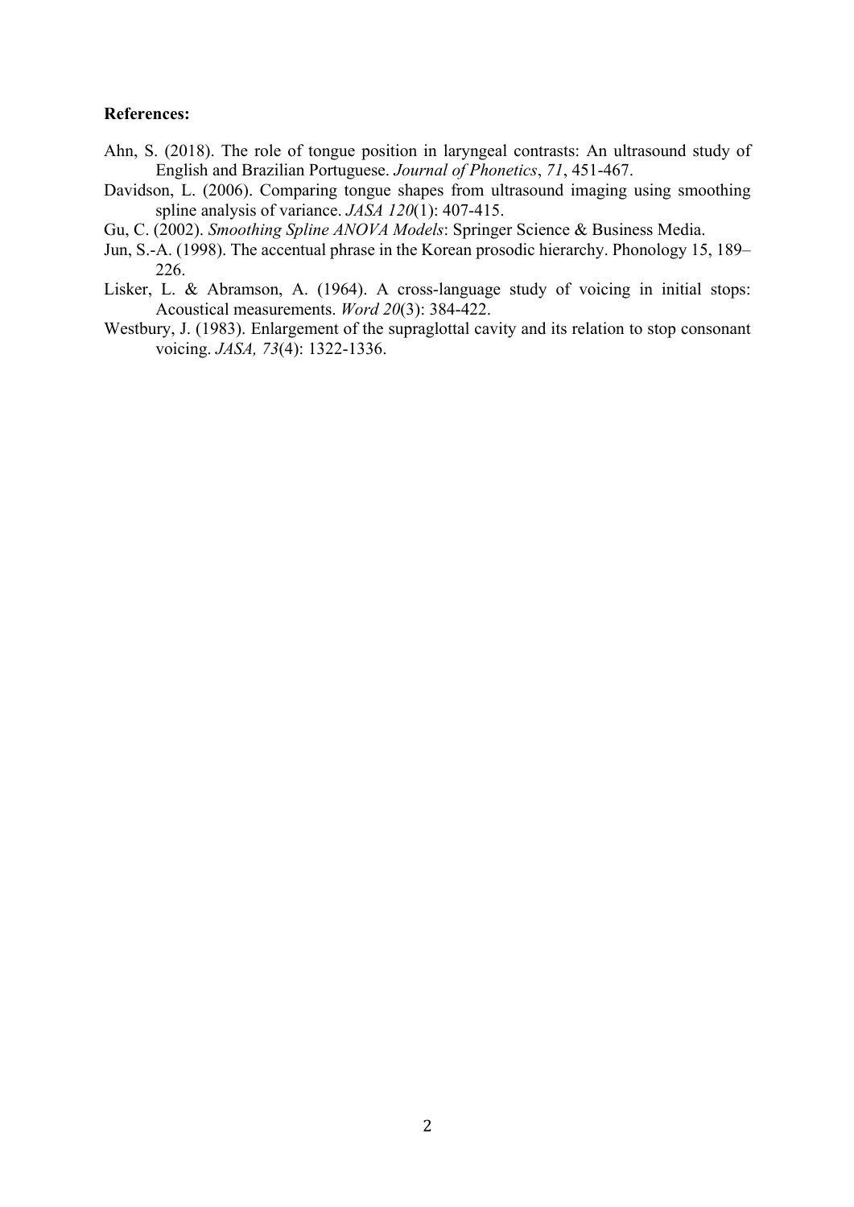**References:**

Ahn, S. (2018). The role of tongue position in laryngeal contrasts: An ultrasound study of English and Brazilian Portuguese. *Journal of Phonetics*, *71*, 451-467.

Davidson, L. (2006). Comparing tongue shapes from ultrasound imaging using smoothing spline analysis of variance. *JASA 120*(1): 407-415.

Gu, C. (2002). *Smoothing Spline ANOVA Models*: Springer Science & Business Media.

Jun, S.-A. (1998). The accentual phrase in the Korean prosodic hierarchy. Phonology 15, 189–226.

Lisker, L. & Abramson, A. (1964). A cross-language study of voicing in initial stops: Acoustical measurements. *Word 20*(3): 384-422.

Westbury, J. (1983). Enlargement of the supraglottal cavity and its relation to stop consonant voicing. *JASA, 73*(4): 1322-1336.